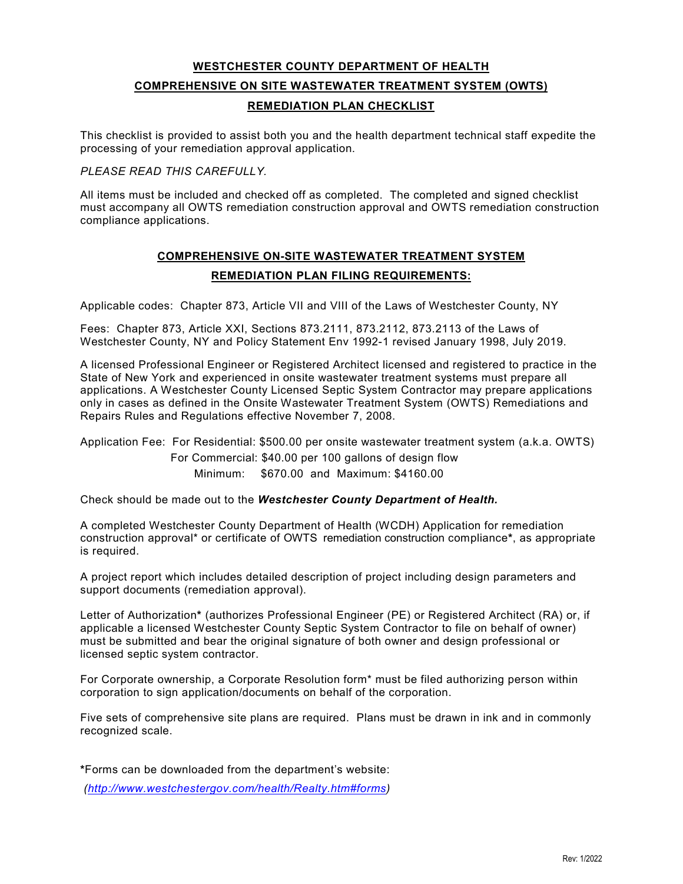# WESTCHESTER COUNTY DEPARTMENT OF HEALTH

## COMPREHENSIVE ON SITE WASTEWATER TREATMENT SYSTEM (OWTS)

## REMEDIATION PLAN CHECKLIST

This checklist is provided to assist both you and the health department technical staff expedite the processing of your remediation approval application.

*PLEASE READ THIS CAREFULLY.*

All items must be included and checked off as completed. The completed and signed checklist must accompany all OWTS remediation construction approval and OWTS remediation construction compliance applications.

## COMPREHENSIVE ON-SITE WASTEWATER TREATMENT SYSTEM

## REMEDIATION PLAN FILING REQUIREMENTS:

Applicable codes: Chapter 873, Article VII and VIII of the Laws of Westchester County, NY

Fees: Chapter 873, Article XXI, Sections 873.2111, 873.2112, 873.2113 of the Laws of Westchester County, NY and Policy Statement Env 1992-1 revised January 1998, July 2019.

A licensed Professional Engineer or Registered Architect licensed and registered to practice in the State of New York and experienced in onsite wastewater treatment systems must prepare all applications. A Westchester County Licensed Septic System Contractor may prepare applications only in cases as defined in the Onsite Wastewater Treatment System (OWTS) Remediations and Repairs Rules and Regulations effective November 7, 2008.

Application Fee: For Residential: $500.00 per onsite wastewater treatment system (a.k.a. OWTS)
For Commercial: $40.00 per 100 gallons of design flow
Minimum: $670.00 and Maximum: $4160.00

Check should be made out to the ***Westchester County Department of Health.***

A completed Westchester County Department of Health (WCDH) Application for remediation construction approval* or certificate of OWTS remediation construction compliance*, as appropriate is required.

A project report which includes detailed description of project including design parameters and support documents (remediation approval).

Letter of Authorization* (authorizes Professional Engineer (PE) or Registered Architect (RA) or, if applicable a licensed Westchester County Septic System Contractor to file on behalf of owner) must be submitted and bear the original signature of both owner and design professional or licensed septic system contractor.

For Corporate ownership, a Corporate Resolution form* must be filed authorizing person within corporation to sign application/documents on behalf of the corporation.

Five sets of comprehensive site plans are required. Plans must be drawn in ink and in commonly recognized scale.

*Forms can be downloaded from the department's website:

*(http://www.westchestergov.com/health/Realty.htm#forms)*

Rev: 1/2022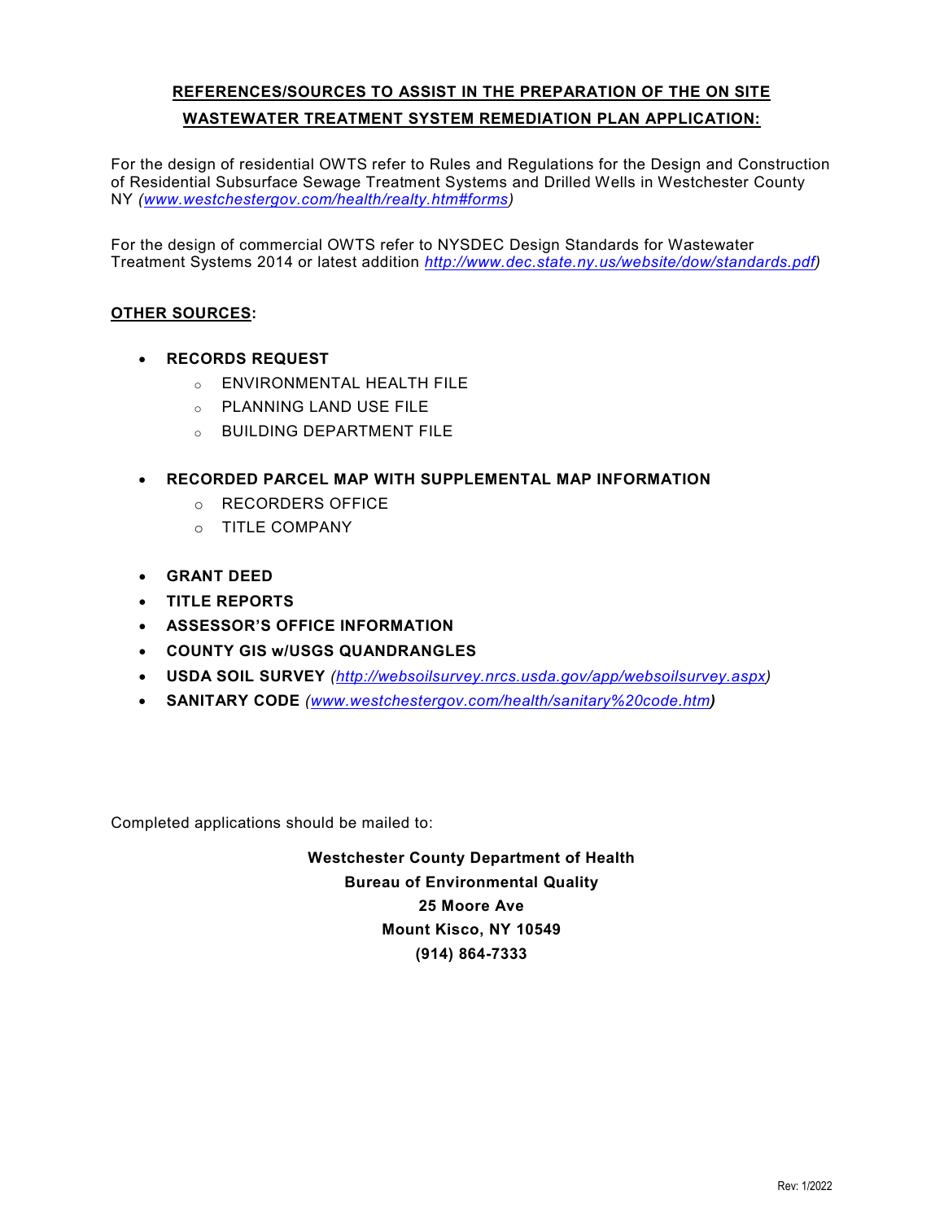**REFERENCES/SOURCES TO ASSIST IN THE PREPARATION OF THE ON SITE WASTEWATER TREATMENT SYSTEM REMEDIATION PLAN APPLICATION:**

For the design of residential OWTS refer to Rules and Regulations for the Design and Construction of Residential Subsurface Sewage Treatment Systems and Drilled Wells in Westchester County NY *(www.westchestergov.com/health/realty.htm#forms)*

For the design of commercial OWTS refer to NYSDEC Design Standards for Wastewater Treatment Systems 2014 or latest addition *http://www.dec.state.ny.us/website/dow/standards.pdf)*

**OTHER SOURCES:**

- **RECORDS REQUEST**
  - ENVIRONMENTAL HEALTH FILE
  - PLANNING LAND USE FILE
  - BUILDING DEPARTMENT FILE

- **RECORDED PARCEL MAP WITH SUPPLEMENTAL MAP INFORMATION**
  - RECORDERS OFFICE
  - TITLE COMPANY

- **GRANT DEED**
- **TITLE REPORTS**
- **ASSESSOR'S OFFICE INFORMATION**
- **COUNTY GIS w/USGS QUANDRANGLES**
- **USDA SOIL SURVEY** *(http://websoilsurvey.nrcs.usda.gov/app/websoilsurvey.aspx)*
- **SANITARY CODE** *(www.westchestergov.com/health/sanitary%20code.htm)*

Completed applications should be mailed to:

**Westchester County Department of Health**
**Bureau of Environmental Quality**
**25 Moore Ave**
**Mount Kisco, NY 10549**
**(914) 864-7333**

Rev: 1/2022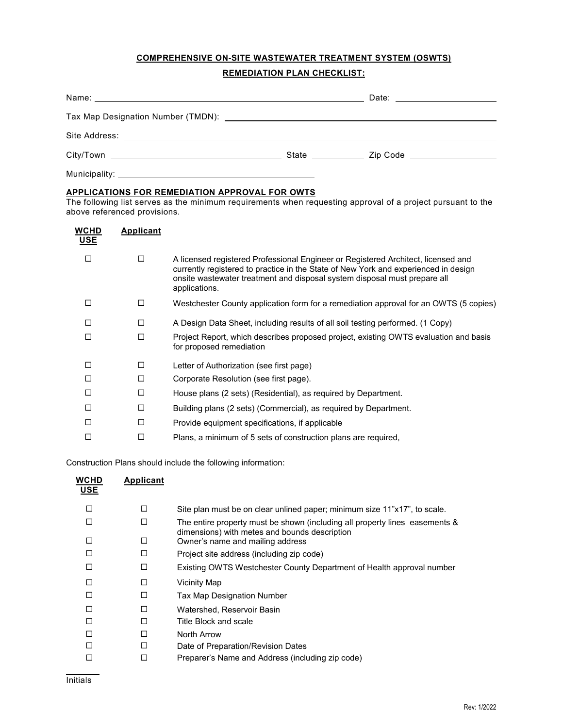**COMPREHENSIVE ON-SITE WASTEWATER TREATMENT SYSTEM (OSWTS)**

**REMEDIATION PLAN CHECKLIST:**

Name: ______________________________ Date: ______________

Tax Map Designation Number (TMDN): ______________________________

Site Address: ______________________________

City/Town ______________________ State __________ Zip Code ______________

Municipality: ______________________________

**APPLICATIONS FOR REMEDIATION APPROVAL FOR OWTS**

The following list serves as the minimum requirements when requesting approval of a project pursuant to the above referenced provisions.

| WCHD USE | Applicant | |
|---|---|---|
| ☐ | ☐ | A licensed registered Professional Engineer or Registered Architect, licensed and currently registered to practice in the State of New York and experienced in design onsite wastewater treatment and disposal system disposal must prepare all applications. |
| ☐ | ☐ | Westchester County application form for a remediation approval for an OWTS (5 copies) |
| ☐ | ☐ | A Design Data Sheet, including results of all soil testing performed. (1 Copy) |
| ☐ | ☐ | Project Report, which describes proposed project, existing OWTS evaluation and basis for proposed remediation |
| ☐ | ☐ | Letter of Authorization (see first page) |
| ☐ | ☐ | Corporate Resolution (see first page). |
| ☐ | ☐ | House plans (2 sets) (Residential), as required by Department. |
| ☐ | ☐ | Building plans (2 sets) (Commercial), as required by Department. |
| ☐ | ☐ | Provide equipment specifications, if applicable |
| ☐ | ☐ | Plans, a minimum of 5 sets of construction plans are required, |

Construction Plans should include the following information:

| WCHD USE | Applicant | |
|---|---|---|
| ☐ | ☐ | Site plan must be on clear unlined paper; minimum size 11"x17", to scale. |
| ☐ | ☐ | The entire property must be shown (including all property lines easements & dimensions) with metes and bounds description |
| ☐ | ☐ | Owner's name and mailing address |
| ☐ | ☐ | Project site address (including zip code) |
| ☐ | ☐ | Existing OWTS Westchester County Department of Health approval number |
| ☐ | ☐ | Vicinity Map |
| ☐ | ☐ | Tax Map Designation Number |
| ☐ | ☐ | Watershed, Reservoir Basin |
| ☐ | ☐ | Title Block and scale |
| ☐ | ☐ | North Arrow |
| ☐ | ☐ | Date of Preparation/Revision Dates |
| ☐ | ☐ | Preparer's Name and Address (including zip code) |

______
Initials

Rev: 1/2022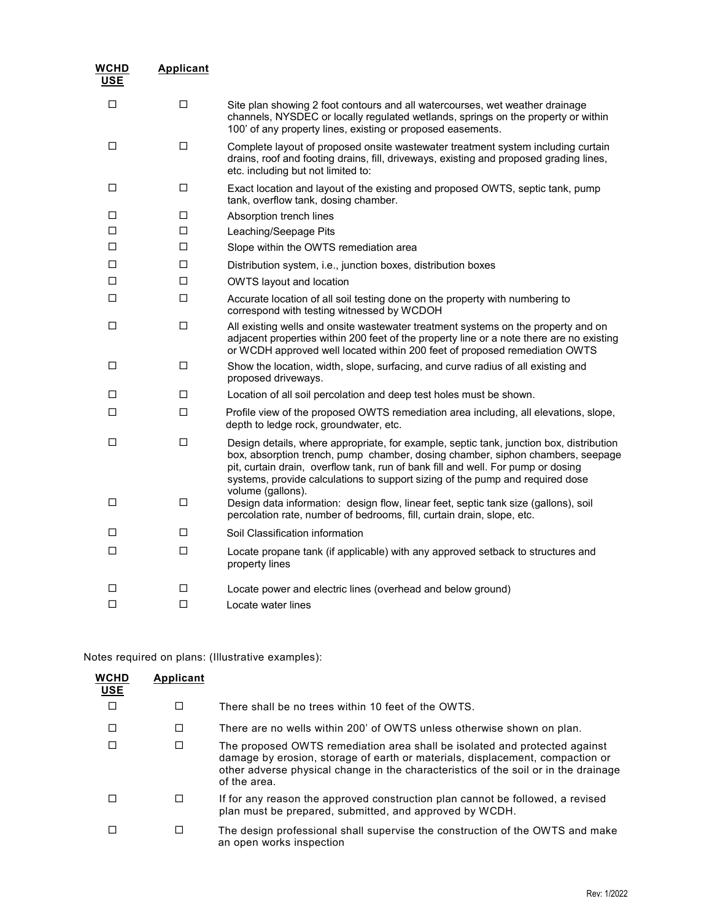| WCHD USE | Applicant | |
|---|---|---|
| ☐ | ☐ | Site plan showing 2 foot contours and all watercourses, wet weather drainage channels, NYSDEC or locally regulated wetlands, springs on the property or within 100' of any property lines, existing or proposed easements. |
| ☐ | ☐ | Complete layout of proposed onsite wastewater treatment system including curtain drains, roof and footing drains, fill, driveways, existing and proposed grading lines, etc. including but not limited to: |
| ☐ | ☐ | Exact location and layout of the existing and proposed OWTS, septic tank, pump tank, overflow tank, dosing chamber. |
| ☐ | ☐ | Absorption trench lines |
| ☐ | ☐ | Leaching/Seepage Pits |
| ☐ | ☐ | Slope within the OWTS remediation area |
| ☐ | ☐ | Distribution system, i.e., junction boxes, distribution boxes |
| ☐ | ☐ | OWTS layout and location |
| ☐ | ☐ | Accurate location of all soil testing done on the property with numbering to correspond with testing witnessed by WCDOH |
| ☐ | ☐ | All existing wells and onsite wastewater treatment systems on the property and on adjacent properties within 200 feet of the property line or a note there are no existing or WCDH approved well located within 200 feet of proposed remediation OWTS |
| ☐ | ☐ | Show the location, width, slope, surfacing, and curve radius of all existing and proposed driveways. |
| ☐ | ☐ | Location of all soil percolation and deep test holes must be shown. |
| ☐ | ☐ | Profile view of the proposed OWTS remediation area including, all elevations, slope, depth to ledge rock, groundwater, etc. |
| ☐ | ☐ | Design details, where appropriate, for example, septic tank, junction box, distribution box, absorption trench, pump chamber, dosing chamber, siphon chambers, seepage pit, curtain drain, overflow tank, run of bank fill and well. For pump or dosing systems, provide calculations to support sizing of the pump and required dose volume (gallons). |
| ☐ | ☐ | Design data information: design flow, linear feet, septic tank size (gallons), soil percolation rate, number of bedrooms, fill, curtain drain, slope, etc. |
| ☐ | ☐ | Soil Classification information |
| ☐ | ☐ | Locate propane tank (if applicable) with any approved setback to structures and property lines |
| ☐ | ☐ | Locate power and electric lines (overhead and below ground) |
| ☐ | ☐ | Locate water lines |

Notes required on plans: (Illustrative examples):

| WCHD USE | Applicant | |
|---|---|---|
| ☐ | ☐ | There shall be no trees within 10 feet of the OWTS. |
| ☐ | ☐ | There are no wells within 200' of OWTS unless otherwise shown on plan. |
| ☐ | ☐ | The proposed OWTS remediation area shall be isolated and protected against damage by erosion, storage of earth or materials, displacement, compaction or other adverse physical change in the characteristics of the soil or in the drainage of the area. |
| ☐ | ☐ | If for any reason the approved construction plan cannot be followed, a revised plan must be prepared, submitted, and approved by WCDH. |
| ☐ | ☐ | The design professional shall supervise the construction of the OWTS and make an open works inspection |

Rev: 1/2022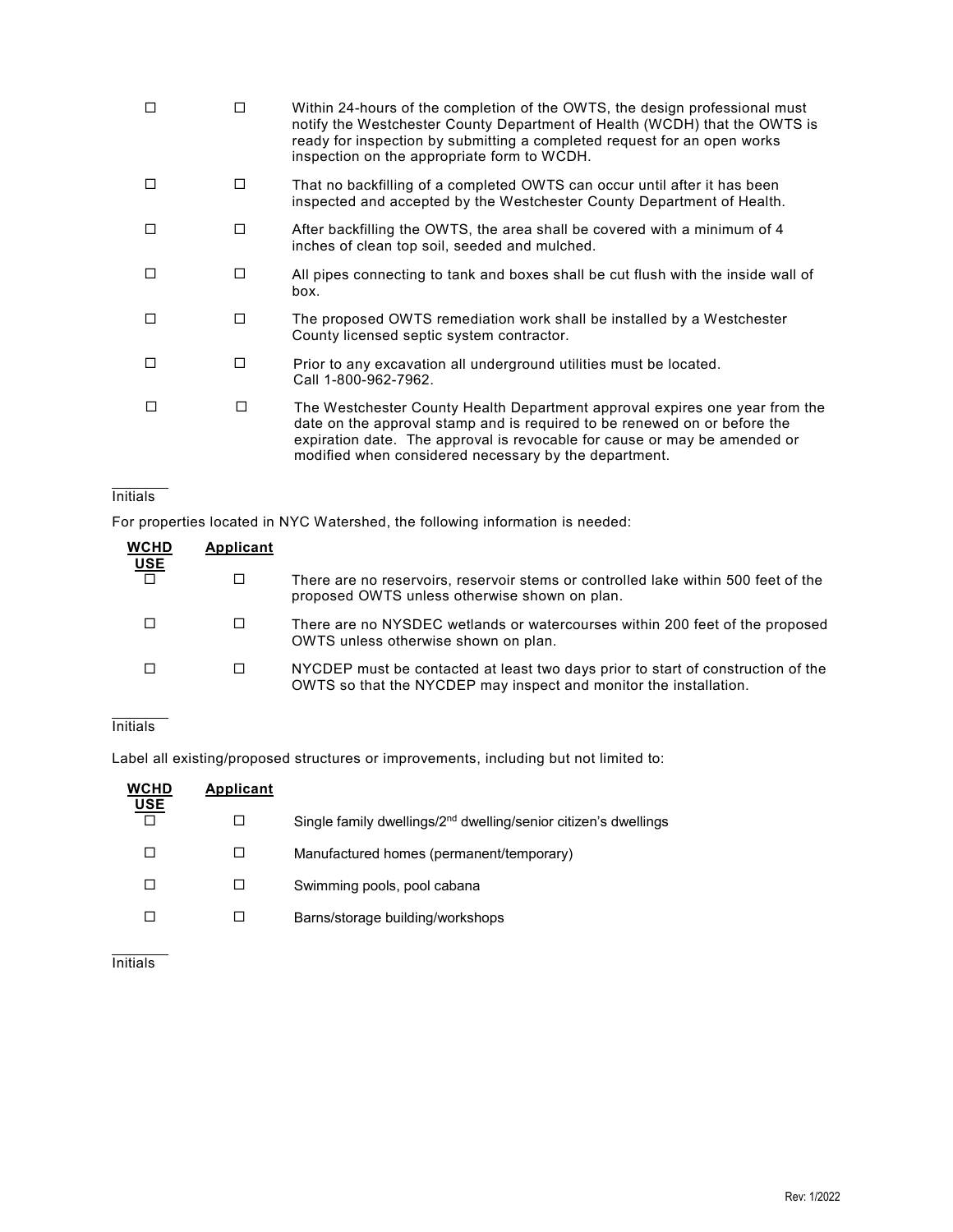| | | |
|---|---|---|
| ☐ | ☐ | Within 24-hours of the completion of the OWTS, the design professional must notify the Westchester County Department of Health (WCDH) that the OWTS is ready for inspection by submitting a completed request for an open works inspection on the appropriate form to WCDH. |
| ☐ | ☐ | That no backfilling of a completed OWTS can occur until after it has been inspected and accepted by the Westchester County Department of Health. |
| ☐ | ☐ | After backfilling the OWTS, the area shall be covered with a minimum of 4 inches of clean top soil, seeded and mulched. |
| ☐ | ☐ | All pipes connecting to tank and boxes shall be cut flush with the inside wall of box. |
| ☐ | ☐ | The proposed OWTS remediation work shall be installed by a Westchester County licensed septic system contractor. |
| ☐ | ☐ | Prior to any excavation all underground utilities must be located. Call 1-800-962-7962. |
| ☐ | ☐ | The Westchester County Health Department approval expires one year from the date on the approval stamp and is required to be renewed on or before the expiration date. The approval is revocable for cause or may be amended or modified when considered necessary by the department. |

______
Initials

For properties located in NYC Watershed, the following information is needed:

| WCHD USE | Applicant | |
|---|---|---|
| ☐ | ☐ | There are no reservoirs, reservoir stems or controlled lake within 500 feet of the proposed OWTS unless otherwise shown on plan. |
| ☐ | ☐ | There are no NYSDEC wetlands or watercourses within 200 feet of the proposed OWTS unless otherwise shown on plan. |
| ☐ | ☐ | NYCDEP must be contacted at least two days prior to start of construction of the OWTS so that the NYCDEP may inspect and monitor the installation. |

______
Initials

Label all existing/proposed structures or improvements, including but not limited to:

| WCHD USE | Applicant | |
|---|---|---|
| ☐ | ☐ | Single family dwellings/2nd dwelling/senior citizen's dwellings |
| ☐ | ☐ | Manufactured homes (permanent/temporary) |
| ☐ | ☐ | Swimming pools, pool cabana |
| ☐ | ☐ | Barns/storage building/workshops |

______
Initials

Rev: 1/2022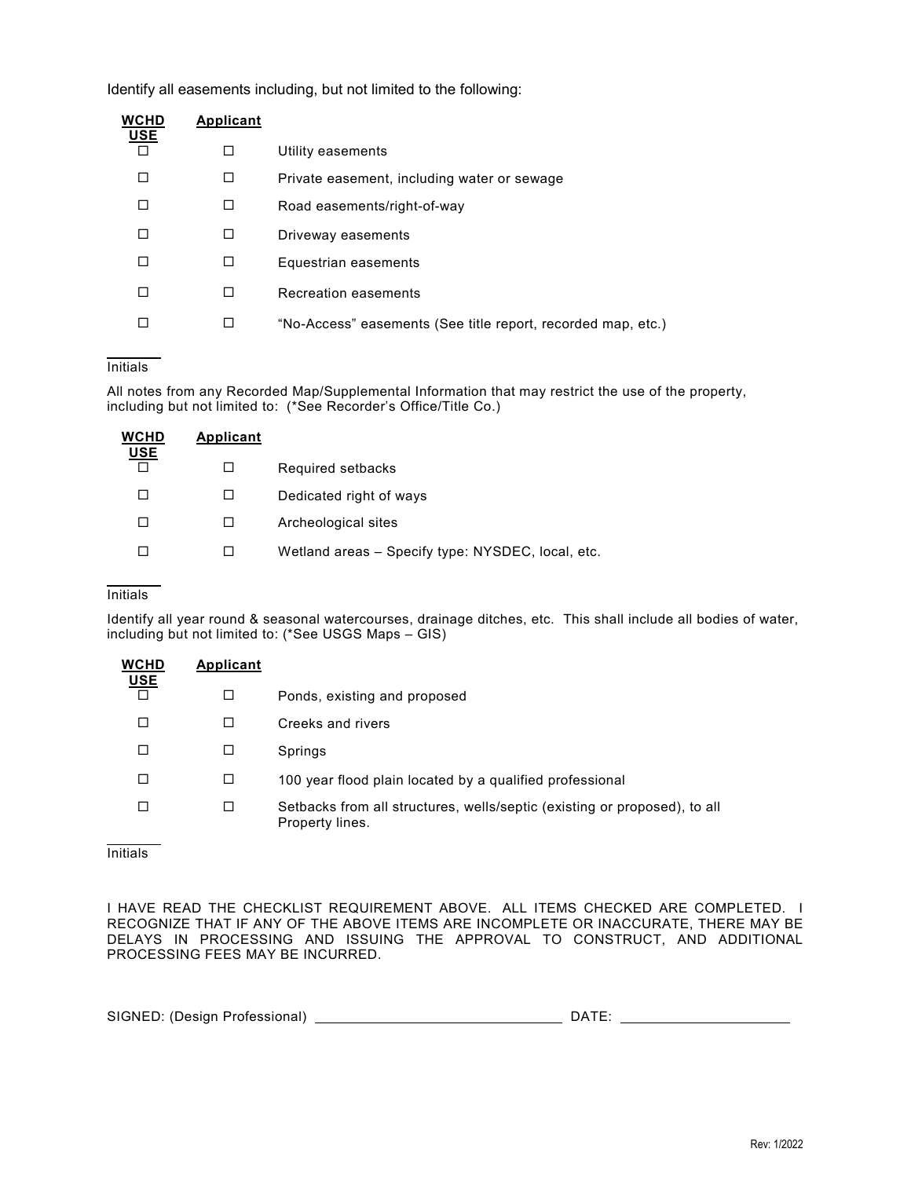Identify all easements including, but not limited to the following:

| **WCHD USE** | **Applicant** | |
|---|---|---|
| ☐ | ☐ | Utility easements |
| ☐ | ☐ | Private easement, including water or sewage |
| ☐ | ☐ | Road easements/right-of-way |
| ☐ | ☐ | Driveway easements |
| ☐ | ☐ | Equestrian easements |
| ☐ | ☐ | Recreation easements |
| ☐ | ☐ | "No-Access" easements (See title report, recorded map, etc.) |

______
Initials

All notes from any Recorded Map/Supplemental Information that may restrict the use of the property, including but not limited to: (*See Recorder's Office/Title Co.)

| **WCHD USE** | **Applicant** | |
|---|---|---|
| ☐ | ☐ | Required setbacks |
| ☐ | ☐ | Dedicated right of ways |
| ☐ | ☐ | Archeological sites |
| ☐ | ☐ | Wetland areas – Specify type: NYSDEC, local, etc. |

______
Initials

Identify all year round & seasonal watercourses, drainage ditches, etc. This shall include all bodies of water, including but not limited to: (*See USGS Maps – GIS)

| **WCHD USE** | **Applicant** | |
|---|---|---|
| ☐ | ☐ | Ponds, existing and proposed |
| ☐ | ☐ | Creeks and rivers |
| ☐ | ☐ | Springs |
| ☐ | ☐ | 100 year flood plain located by a qualified professional |
| ☐ | ☐ | Setbacks from all structures, wells/septic (existing or proposed), to all Property lines. |

______
Initials

I HAVE READ THE CHECKLIST REQUIREMENT ABOVE. ALL ITEMS CHECKED ARE COMPLETED. I RECOGNIZE THAT IF ANY OF THE ABOVE ITEMS ARE INCOMPLETE OR INACCURATE, THERE MAY BE DELAYS IN PROCESSING AND ISSUING THE APPROVAL TO CONSTRUCT, AND ADDITIONAL PROCESSING FEES MAY BE INCURRED.

SIGNED: (Design Professional) ______________________________ DATE: ____________________

Rev: 1/2022